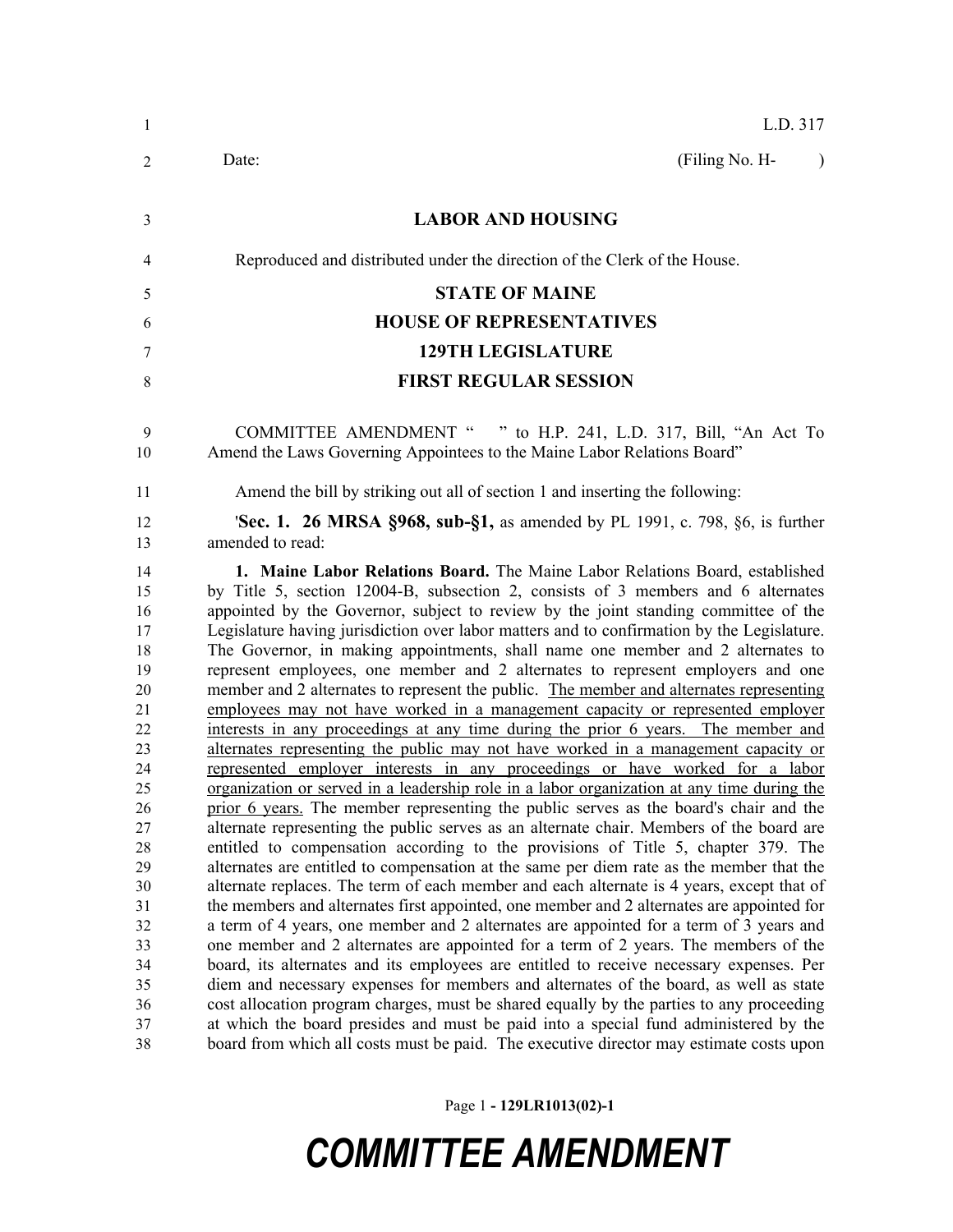L.D. 317

Date: (Filing No. H- )

# LABOR AND HOUSING

Reproduced and distributed under the direction of the Clerk of the House.

## STATE OF MAINE

## HOUSE OF REPRESENTATIVES

## 129TH LEGISLATURE

## FIRST REGULAR SESSION

COMMITTEE AMENDMENT " " to H.P. 241, L.D. 317, Bill, "An Act To Amend the Laws Governing Appointees to the Maine Labor Relations Board"

Amend the bill by striking out all of section 1 and inserting the following:

'**Sec. 1. 26 MRSA §968, sub-§1,** as amended by PL 1991, c. 798, §6, is further amended to read:

**1. Maine Labor Relations Board.** The Maine Labor Relations Board, established by Title 5, section 12004-B, subsection 2, consists of 3 members and 6 alternates appointed by the Governor, subject to review by the joint standing committee of the Legislature having jurisdiction over labor matters and to confirmation by the Legislature. The Governor, in making appointments, shall name one member and 2 alternates to represent employees, one member and 2 alternates to represent employers and one member and 2 alternates to represent the public. <u>The member and alternates representing employees may not have worked in a management capacity or represented employer interests in any proceedings at any time during the prior 6 years. The member and alternates representing the public may not have worked in a management capacity or represented employer interests in any proceedings or have worked for a labor organization or served in a leadership role in a labor organization at any time during the prior 6 years.</u> The member representing the public serves as the board's chair and the alternate representing the public serves as an alternate chair. Members of the board are entitled to compensation according to the provisions of Title 5, chapter 379. The alternates are entitled to compensation at the same per diem rate as the member that the alternate replaces. The term of each member and each alternate is 4 years, except that of the members and alternates first appointed, one member and 2 alternates are appointed for a term of 4 years, one member and 2 alternates are appointed for a term of 3 years and one member and 2 alternates are appointed for a term of 2 years. The members of the board, its alternates and its employees are entitled to receive necessary expenses. Per diem and necessary expenses for members and alternates of the board, as well as state cost allocation program charges, must be shared equally by the parties to any proceeding at which the board presides and must be paid into a special fund administered by the board from which all costs must be paid. The executive director may estimate costs upon

Page 1 - 129LR1013(02)-1

# COMMITTEE AMENDMENT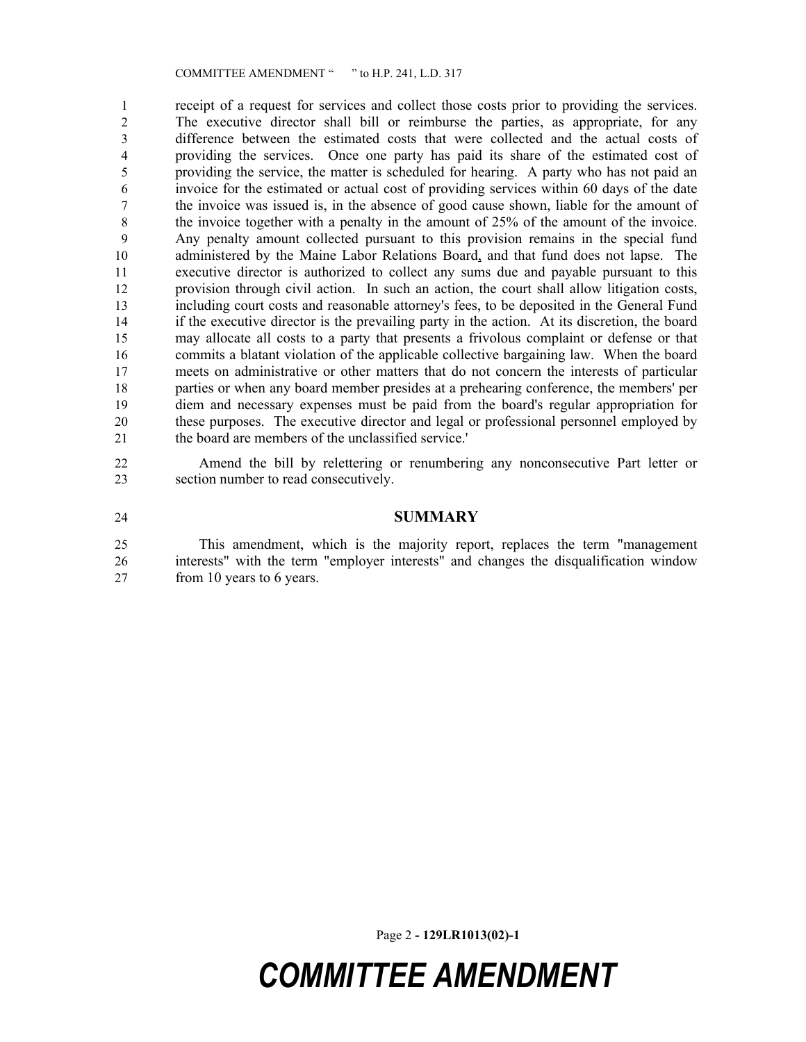receipt of a request for services and collect those costs prior to providing the services. The executive director shall bill or reimburse the parties, as appropriate, for any difference between the estimated costs that were collected and the actual costs of providing the services. Once one party has paid its share of the estimated cost of providing the service, the matter is scheduled for hearing. A party who has not paid an invoice for the estimated or actual cost of providing services within 60 days of the date the invoice was issued is, in the absence of good cause shown, liable for the amount of the invoice together with a penalty in the amount of 25% of the amount of the invoice. Any penalty amount collected pursuant to this provision remains in the special fund administered by the Maine Labor Relations Board, and that fund does not lapse. The executive director is authorized to collect any sums due and payable pursuant to this provision through civil action. In such an action, the court shall allow litigation costs, including court costs and reasonable attorney's fees, to be deposited in the General Fund if the executive director is the prevailing party in the action. At its discretion, the board may allocate all costs to a party that presents a frivolous complaint or defense or that commits a blatant violation of the applicable collective bargaining law. When the board meets on administrative or other matters that do not concern the interests of particular parties or when any board member presides at a prehearing conference, the members' per diem and necessary expenses must be paid from the board's regular appropriation for these purposes. The executive director and legal or professional personnel employed by the board are members of the unclassified service.'

Amend the bill by relettering or renumbering any nonconsecutive Part letter or section number to read consecutively.

## SUMMARY

This amendment, which is the majority report, replaces the term "management interests" with the term "employer interests" and changes the disqualification window from 10 years to 6 years.